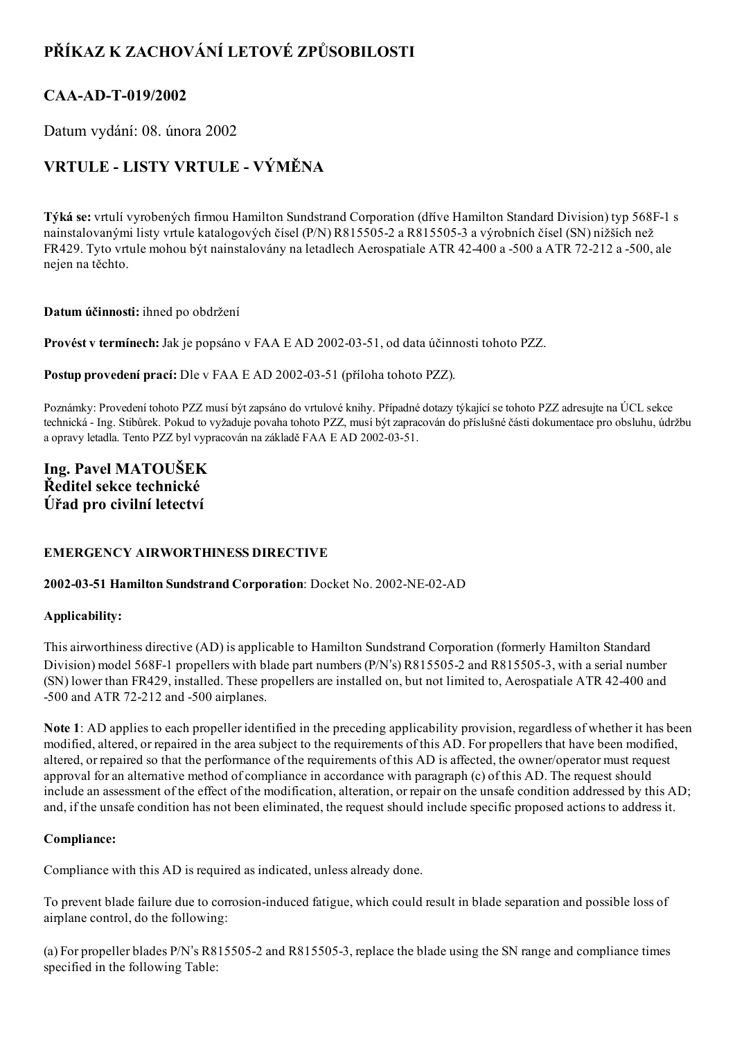# PŘÍKAZ K ZACHOVÁNÍ LETOVÉ ZPŮSOBILOSTI

## CAA-AD-T-019/2002

Datum vydání: 08. února 2002

## VRTULE - LISTY VRTULE - VÝMĚNA

**Týká se:** vrtulí vyrobených firmou Hamilton Sundstrand Corporation (dříve Hamilton Standard Division) typ 568F-1 s nainstalovanými listy vrtule katalogových čísel (P/N) R815505-2 a R815505-3 a výrobních čísel (SN) nižších než FR429. Tyto vrtule mohou být nainstalovány na letadlech Aerospatiale ATR 42-400 a -500 a ATR 72-212 a -500, ale nejen na těchto.

**Datum účinnosti:** ihned po obdržení

**Provést v termínech:** Jak je popsáno v FAA E AD 2002-03-51, od data účinnosti tohoto PZZ.

**Postup provedení prací:** Dle v FAA E AD 2002-03-51 (příloha tohoto PZZ).

Poznámky: Provedení tohoto PZZ musí být zapsáno do vrtulové knihy. Případné dotazy týkající se tohoto PZZ adresujte na ÚCL sekce technická - Ing. Stibůrek. Pokud to vyžaduje povaha tohoto PZZ, musí být zapracován do příslušné části dokumentace pro obsluhu, údržbu a opravy letadla. Tento PZZ byl vypracován na základě FAA E AD 2002-03-51.

**Ing. Pavel MATOUŠEK**
**Ředitel sekce technické**
**Úřad pro civilní letectví**

#### EMERGENCY AIRWORTHINESS DIRECTIVE

**2002-03-51 Hamilton Sundstrand Corporation**: Docket No. 2002-NE-02-AD

**Applicability:**

This airworthiness directive (AD) is applicable to Hamilton Sundstrand Corporation (formerly Hamilton Standard Division) model 568F-1 propellers with blade part numbers (P/N's) R815505-2 and R815505-3, with a serial number (SN) lower than FR429, installed. These propellers are installed on, but not limited to, Aerospatiale ATR 42-400 and -500 and ATR 72-212 and -500 airplanes.

**Note 1**: AD applies to each propeller identified in the preceding applicability provision, regardless of whether it has been modified, altered, or repaired in the area subject to the requirements of this AD. For propellers that have been modified, altered, or repaired so that the performance of the requirements of this AD is affected, the owner/operator must request approval for an alternative method of compliance in accordance with paragraph (c) of this AD. The request should include an assessment of the effect of the modification, alteration, or repair on the unsafe condition addressed by this AD; and, if the unsafe condition has not been eliminated, the request should include specific proposed actions to address it.

**Compliance:**

Compliance with this AD is required as indicated, unless already done.

To prevent blade failure due to corrosion-induced fatigue, which could result in blade separation and possible loss of airplane control, do the following:

(a) For propeller blades P/N's R815505-2 and R815505-3, replace the blade using the SN range and compliance times specified in the following Table: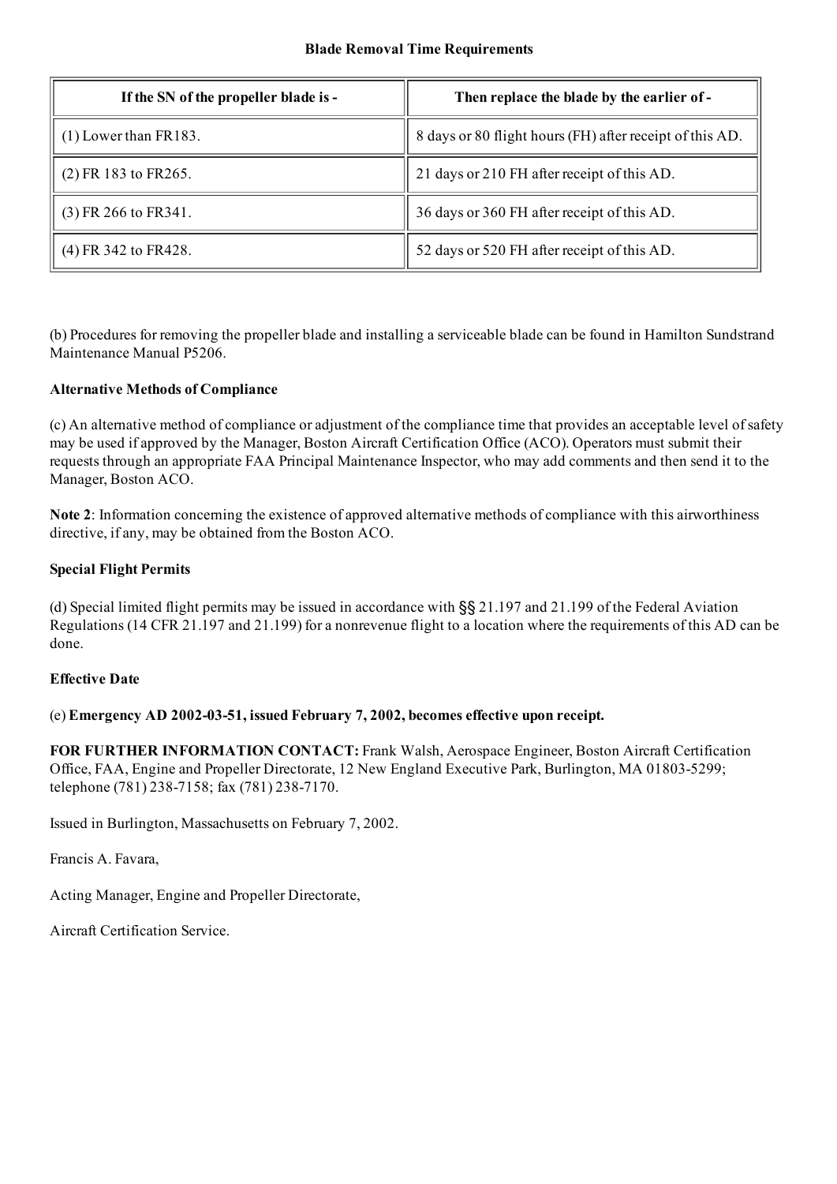**Blade Removal Time Requirements**

| If the SN of the propeller blade is - | Then replace the blade by the earlier of - |
| --- | --- |
| (1) Lower than FR183. | 8 days or 80 flight hours (FH) after receipt of this AD. |
| (2) FR 183 to FR265. | 21 days or 210 FH after receipt of this AD. |
| (3) FR 266 to FR341. | 36 days or 360 FH after receipt of this AD. |
| (4) FR 342 to FR428. | 52 days or 520 FH after receipt of this AD. |

(b) Procedures for removing the propeller blade and installing a serviceable blade can be found in Hamilton Sundstrand Maintenance Manual P5206.

**Alternative Methods of Compliance**

(c) An alternative method of compliance or adjustment of the compliance time that provides an acceptable level of safety may be used if approved by the Manager, Boston Aircraft Certification Office (ACO). Operators must submit their requests through an appropriate FAA Principal Maintenance Inspector, who may add comments and then send it to the Manager, Boston ACO.

**Note 2**: Information concerning the existence of approved alternative methods of compliance with this airworthiness directive, if any, may be obtained from the Boston ACO.

**Special Flight Permits**

(d) Special limited flight permits may be issued in accordance with §§ 21.197 and 21.199 of the Federal Aviation Regulations (14 CFR 21.197 and 21.199) for a nonrevenue flight to a location where the requirements of this AD can be done.

**Effective Date**

(e) **Emergency AD 2002-03-51, issued February 7, 2002, becomes effective upon receipt.**

**FOR FURTHER INFORMATION CONTACT:** Frank Walsh, Aerospace Engineer, Boston Aircraft Certification Office, FAA, Engine and Propeller Directorate, 12 New England Executive Park, Burlington, MA 01803-5299; telephone (781) 238-7158; fax (781) 238-7170.

Issued in Burlington, Massachusetts on February 7, 2002.

Francis A. Favara,

Acting Manager, Engine and Propeller Directorate,

Aircraft Certification Service.